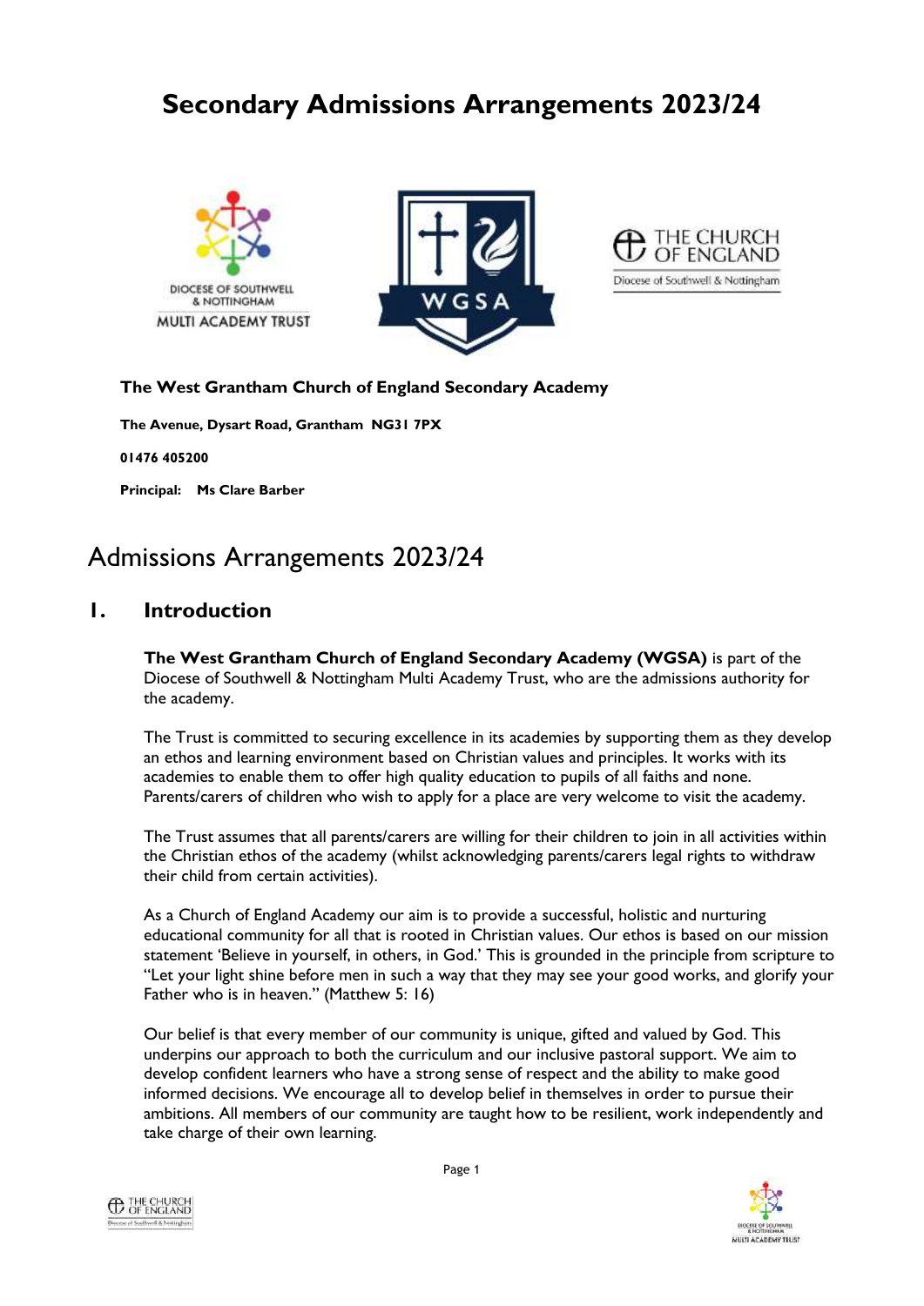# Secondary Admissions Arrangements 2023/24

**The West Grantham Church of England Secondary Academy**

**The Avenue, Dysart Road, Grantham NG31 7PX**

**01476 405200**

**Principal: Ms Clare Barber**

# Admissions Arrangements 2023/24

## 1. Introduction

**The West Grantham Church of England Secondary Academy (WGSA)** is part of the Diocese of Southwell & Nottingham Multi Academy Trust, who are the admissions authority for the academy.

The Trust is committed to securing excellence in its academies by supporting them as they develop an ethos and learning environment based on Christian values and principles. It works with its academies to enable them to offer high quality education to pupils of all faiths and none. Parents/carers of children who wish to apply for a place are very welcome to visit the academy.

The Trust assumes that all parents/carers are willing for their children to join in all activities within the Christian ethos of the academy (whilst acknowledging parents/carers legal rights to withdraw their child from certain activities).

As a Church of England Academy our aim is to provide a successful, holistic and nurturing educational community for all that is rooted in Christian values. Our ethos is based on our mission statement 'Believe in yourself, in others, in God.' This is grounded in the principle from scripture to "Let your light shine before men in such a way that they may see your good works, and glorify your Father who is in heaven." (Matthew 5: 16)

Our belief is that every member of our community is unique, gifted and valued by God. This underpins our approach to both the curriculum and our inclusive pastoral support. We aim to develop confident learners who have a strong sense of respect and the ability to make good informed decisions. We encourage all to develop belief in themselves in order to pursue their ambitions. All members of our community are taught how to be resilient, work independently and take charge of their own learning.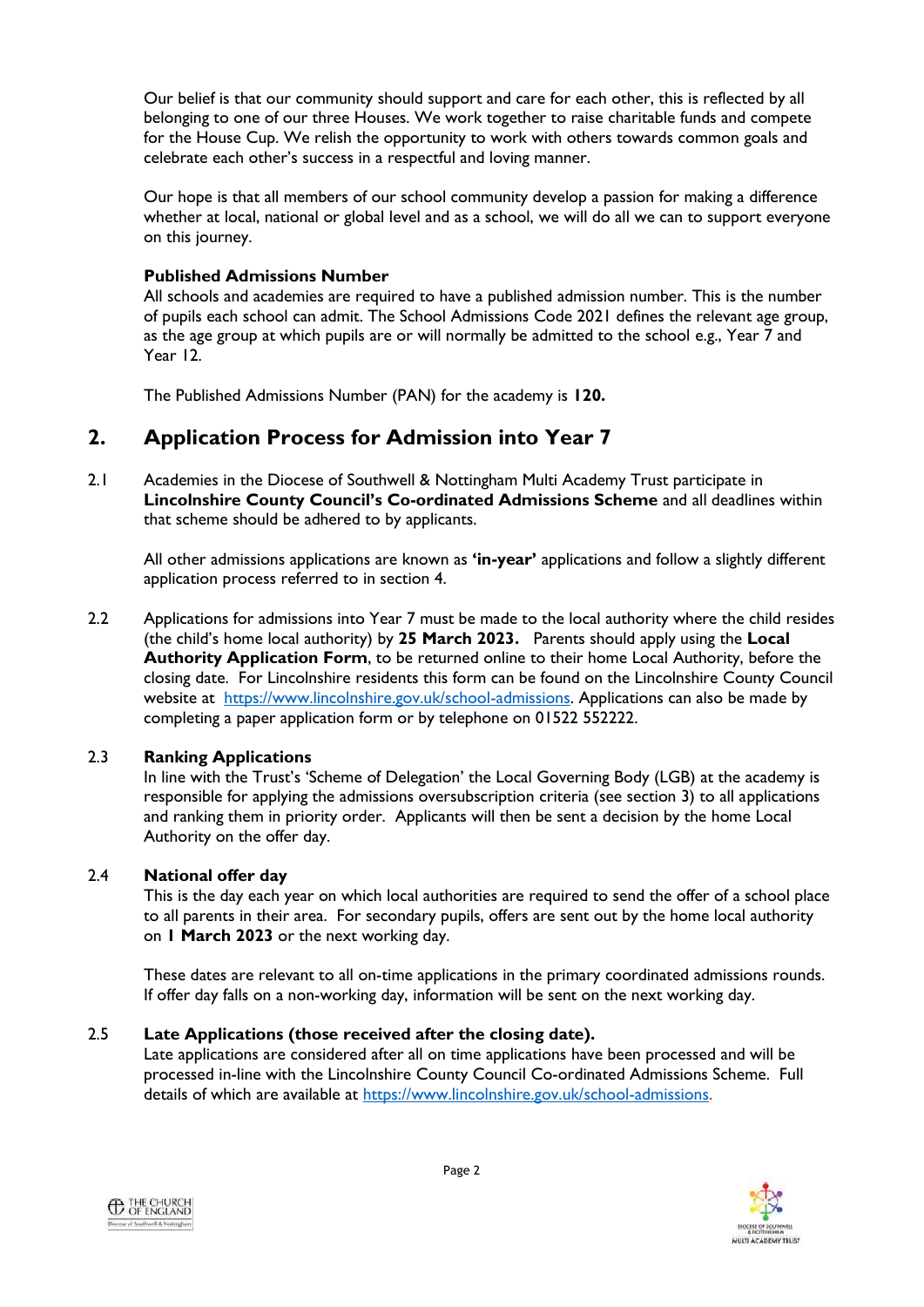Our belief is that our community should support and care for each other, this is reflected by all belonging to one of our three Houses. We work together to raise charitable funds and compete for the House Cup. We relish the opportunity to work with others towards common goals and celebrate each other's success in a respectful and loving manner.

Our hope is that all members of our school community develop a passion for making a difference whether at local, national or global level and as a school, we will do all we can to support everyone on this journey.

**Published Admissions Number**

All schools and academies are required to have a published admission number. This is the number of pupils each school can admit. The School Admissions Code 2021 defines the relevant age group, as the age group at which pupils are or will normally be admitted to the school e.g., Year 7 and Year 12.

The Published Admissions Number (PAN) for the academy is **120.**

## 2. Application Process for Admission into Year 7

2.1 Academies in the Diocese of Southwell & Nottingham Multi Academy Trust participate in **Lincolnshire County Council's Co-ordinated Admissions Scheme** and all deadlines within that scheme should be adhered to by applicants.

All other admissions applications are known as **'in-year'** applications and follow a slightly different application process referred to in section 4.

2.2 Applications for admissions into Year 7 must be made to the local authority where the child resides (the child's home local authority) by **25 March 2023.** Parents should apply using the **Local Authority Application Form**, to be returned online to their home Local Authority, before the closing date. For Lincolnshire residents this form can be found on the Lincolnshire County Council website at https://www.lincolnshire.gov.uk/school-admissions. Applications can also be made by completing a paper application form or by telephone on 01522 552222.

2.3 **Ranking Applications**

In line with the Trust's 'Scheme of Delegation' the Local Governing Body (LGB) at the academy is responsible for applying the admissions oversubscription criteria (see section 3) to all applications and ranking them in priority order. Applicants will then be sent a decision by the home Local Authority on the offer day.

2.4 **National offer day**

This is the day each year on which local authorities are required to send the offer of a school place to all parents in their area. For secondary pupils, offers are sent out by the home local authority on **1 March 2023** or the next working day.

These dates are relevant to all on-time applications in the primary coordinated admissions rounds. If offer day falls on a non-working day, information will be sent on the next working day.

2.5 **Late Applications (those received after the closing date).**

Late applications are considered after all on time applications have been processed and will be processed in-line with the Lincolnshire County Council Co-ordinated Admissions Scheme. Full details of which are available at https://www.lincolnshire.gov.uk/school-admissions.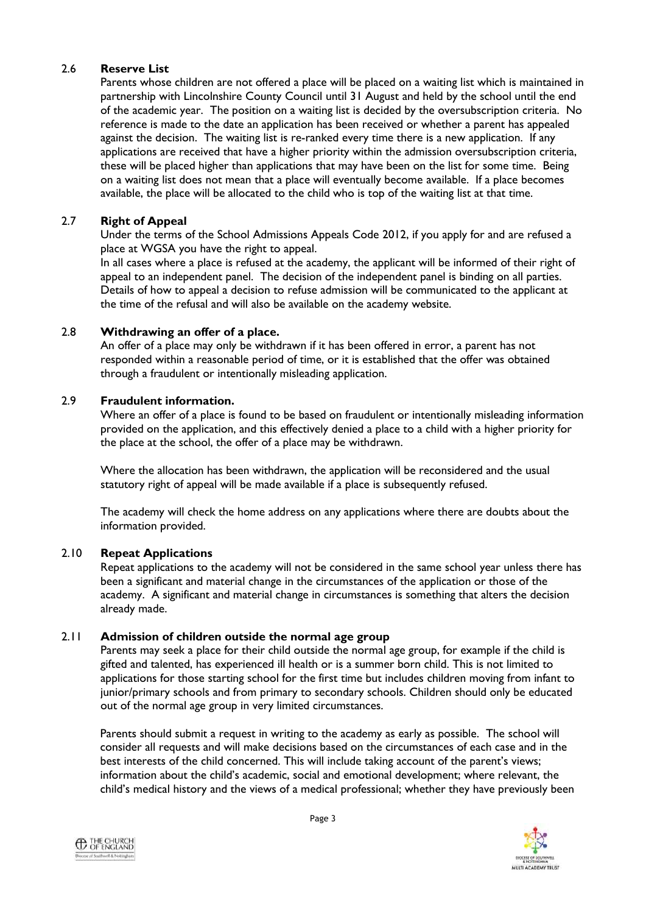### 2.6 Reserve List

Parents whose children are not offered a place will be placed on a waiting list which is maintained in partnership with Lincolnshire County Council until 31 August and held by the school until the end of the academic year. The position on a waiting list is decided by the oversubscription criteria. No reference is made to the date an application has been received or whether a parent has appealed against the decision. The waiting list is re-ranked every time there is a new application. If any applications are received that have a higher priority within the admission oversubscription criteria, these will be placed higher than applications that may have been on the list for some time. Being on a waiting list does not mean that a place will eventually become available. If a place becomes available, the place will be allocated to the child who is top of the waiting list at that time.

### 2.7 Right of Appeal

Under the terms of the School Admissions Appeals Code 2012, if you apply for and are refused a place at WGSA you have the right to appeal.

In all cases where a place is refused at the academy, the applicant will be informed of their right of appeal to an independent panel. The decision of the independent panel is binding on all parties. Details of how to appeal a decision to refuse admission will be communicated to the applicant at the time of the refusal and will also be available on the academy website.

### 2.8 Withdrawing an offer of a place.

An offer of a place may only be withdrawn if it has been offered in error, a parent has not responded within a reasonable period of time, or it is established that the offer was obtained through a fraudulent or intentionally misleading application.

### 2.9 Fraudulent information.

Where an offer of a place is found to be based on fraudulent or intentionally misleading information provided on the application, and this effectively denied a place to a child with a higher priority for the place at the school, the offer of a place may be withdrawn.

Where the allocation has been withdrawn, the application will be reconsidered and the usual statutory right of appeal will be made available if a place is subsequently refused.

The academy will check the home address on any applications where there are doubts about the information provided.

### 2.10 Repeat Applications

Repeat applications to the academy will not be considered in the same school year unless there has been a significant and material change in the circumstances of the application or those of the academy. A significant and material change in circumstances is something that alters the decision already made.

### 2.11 Admission of children outside the normal age group

Parents may seek a place for their child outside the normal age group, for example if the child is gifted and talented, has experienced ill health or is a summer born child. This is not limited to applications for those starting school for the first time but includes children moving from infant to junior/primary schools and from primary to secondary schools. Children should only be educated out of the normal age group in very limited circumstances.

Parents should submit a request in writing to the academy as early as possible. The school will consider all requests and will make decisions based on the circumstances of each case and in the best interests of the child concerned. This will include taking account of the parent's views; information about the child's academic, social and emotional development; where relevant, the child's medical history and the views of a medical professional; whether they have previously been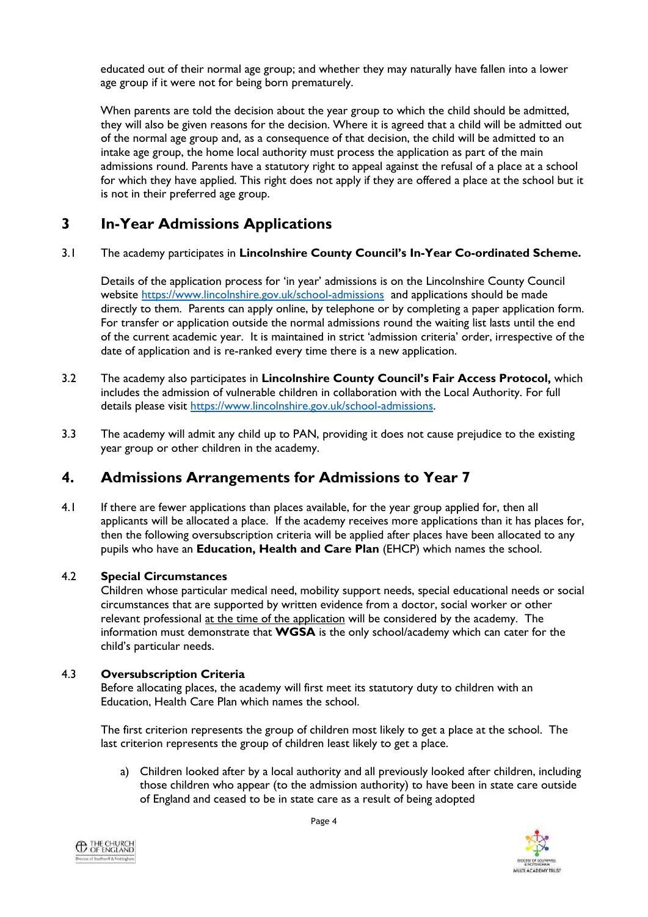educated out of their normal age group; and whether they may naturally have fallen into a lower age group if it were not for being born prematurely.

When parents are told the decision about the year group to which the child should be admitted, they will also be given reasons for the decision. Where it is agreed that a child will be admitted out of the normal age group and, as a consequence of that decision, the child will be admitted to an intake age group, the home local authority must process the application as part of the main admissions round. Parents have a statutory right to appeal against the refusal of a place at a school for which they have applied. This right does not apply if they are offered a place at the school but it is not in their preferred age group.

## 3 In-Year Admissions Applications

3.1 The academy participates in **Lincolnshire County Council's In-Year Co-ordinated Scheme.**

Details of the application process for 'in year' admissions is on the Lincolnshire County Council website https://www.lincolnshire.gov.uk/school-admissions and applications should be made directly to them. Parents can apply online, by telephone or by completing a paper application form. For transfer or application outside the normal admissions round the waiting list lasts until the end of the current academic year. It is maintained in strict 'admission criteria' order, irrespective of the date of application and is re-ranked every time there is a new application.

3.2 The academy also participates in **Lincolnshire County Council's Fair Access Protocol,** which includes the admission of vulnerable children in collaboration with the Local Authority. For full details please visit https://www.lincolnshire.gov.uk/school-admissions.

3.3 The academy will admit any child up to PAN, providing it does not cause prejudice to the existing year group or other children in the academy.

## 4. Admissions Arrangements for Admissions to Year 7

4.1 If there are fewer applications than places available, for the year group applied for, then all applicants will be allocated a place. If the academy receives more applications than it has places for, then the following oversubscription criteria will be applied after places have been allocated to any pupils who have an **Education, Health and Care Plan** (EHCP) which names the school.

4.2 **Special Circumstances**

Children whose particular medical need, mobility support needs, special educational needs or social circumstances that are supported by written evidence from a doctor, social worker or other relevant professional at the time of the application will be considered by the academy. The information must demonstrate that **WGSA** is the only school/academy which can cater for the child's particular needs.

4.3 **Oversubscription Criteria**

Before allocating places, the academy will first meet its statutory duty to children with an Education, Health Care Plan which names the school.

The first criterion represents the group of children most likely to get a place at the school. The last criterion represents the group of children least likely to get a place.

a) Children looked after by a local authority and all previously looked after children, including those children who appear (to the admission authority) to have been in state care outside of England and ceased to be in state care as a result of being adopted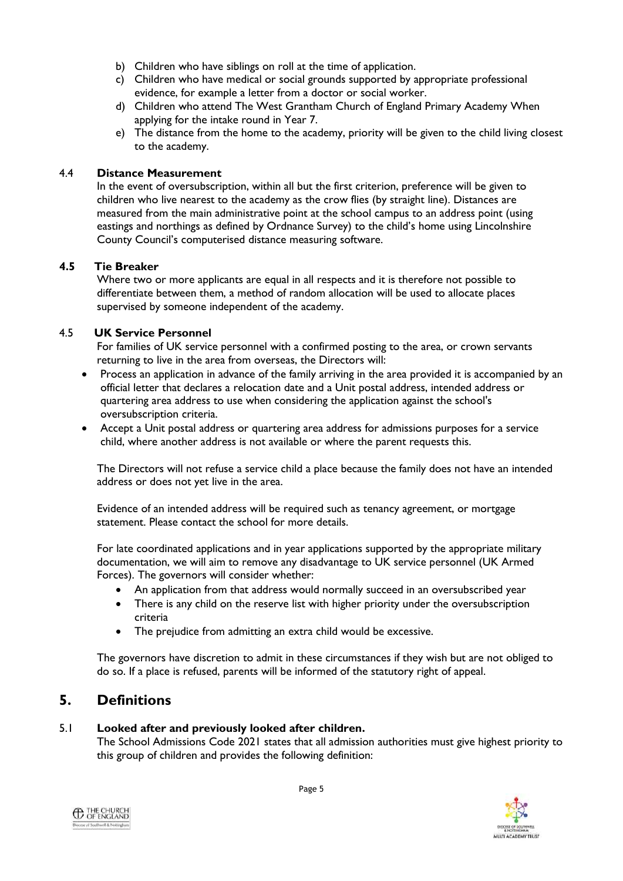b) Children who have siblings on roll at the time of application.
c) Children who have medical or social grounds supported by appropriate professional evidence, for example a letter from a doctor or social worker.
d) Children who attend The West Grantham Church of England Primary Academy When applying for the intake round in Year 7.
e) The distance from the home to the academy, priority will be given to the child living closest to the academy.

### 4.4 Distance Measurement

In the event of oversubscription, within all but the first criterion, preference will be given to children who live nearest to the academy as the crow flies (by straight line). Distances are measured from the main administrative point at the school campus to an address point (using eastings and northings as defined by Ordnance Survey) to the child's home using Lincolnshire County Council's computerised distance measuring software.

### 4.5 Tie Breaker

Where two or more applicants are equal in all respects and it is therefore not possible to differentiate between them, a method of random allocation will be used to allocate places supervised by someone independent of the academy.

### 4.5 UK Service Personnel

For families of UK service personnel with a confirmed posting to the area, or crown servants returning to live in the area from overseas, the Directors will:

- Process an application in advance of the family arriving in the area provided it is accompanied by an official letter that declares a relocation date and a Unit postal address, intended address or quartering area address to use when considering the application against the school's oversubscription criteria.
- Accept a Unit postal address or quartering area address for admissions purposes for a service child, where another address is not available or where the parent requests this.

The Directors will not refuse a service child a place because the family does not have an intended address or does not yet live in the area.

Evidence of an intended address will be required such as tenancy agreement, or mortgage statement. Please contact the school for more details.

For late coordinated applications and in year applications supported by the appropriate military documentation, we will aim to remove any disadvantage to UK service personnel (UK Armed Forces). The governors will consider whether:

- An application from that address would normally succeed in an oversubscribed year
- There is any child on the reserve list with higher priority under the oversubscription criteria
- The prejudice from admitting an extra child would be excessive.

The governors have discretion to admit in these circumstances if they wish but are not obliged to do so. If a place is refused, parents will be informed of the statutory right of appeal.

## 5. Definitions

### 5.1 Looked after and previously looked after children.

The School Admissions Code 2021 states that all admission authorities must give highest priority to this group of children and provides the following definition: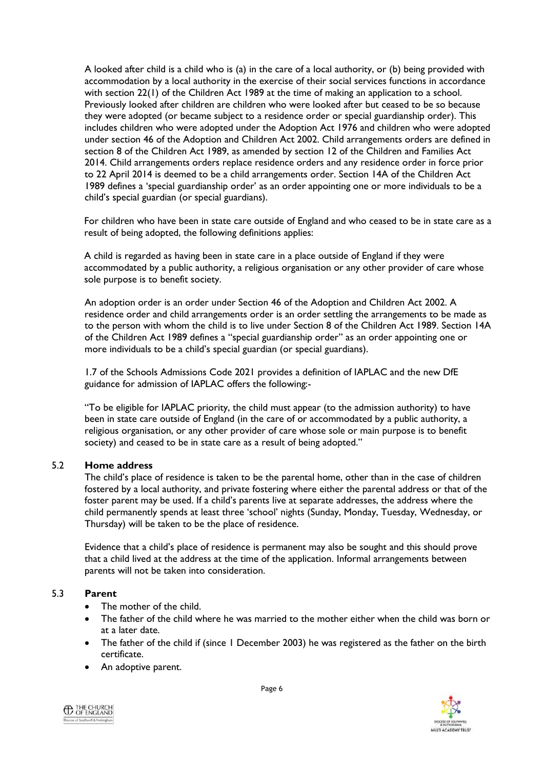A looked after child is a child who is (a) in the care of a local authority, or (b) being provided with accommodation by a local authority in the exercise of their social services functions in accordance with section 22(1) of the Children Act 1989 at the time of making an application to a school. Previously looked after children are children who were looked after but ceased to be so because they were adopted (or became subject to a residence order or special guardianship order). This includes children who were adopted under the Adoption Act 1976 and children who were adopted under section 46 of the Adoption and Children Act 2002. Child arrangements orders are defined in section 8 of the Children Act 1989, as amended by section 12 of the Children and Families Act 2014. Child arrangements orders replace residence orders and any residence order in force prior to 22 April 2014 is deemed to be a child arrangements order. Section 14A of the Children Act 1989 defines a 'special guardianship order' as an order appointing one or more individuals to be a child's special guardian (or special guardians).

For children who have been in state care outside of England and who ceased to be in state care as a result of being adopted, the following definitions applies:

A child is regarded as having been in state care in a place outside of England if they were accommodated by a public authority, a religious organisation or any other provider of care whose sole purpose is to benefit society.

An adoption order is an order under Section 46 of the Adoption and Children Act 2002. A residence order and child arrangements order is an order settling the arrangements to be made as to the person with whom the child is to live under Section 8 of the Children Act 1989. Section 14A of the Children Act 1989 defines a "special guardianship order" as an order appointing one or more individuals to be a child's special guardian (or special guardians).

1.7 of the Schools Admissions Code 2021 provides a definition of IAPLAC and the new DfE guidance for admission of IAPLAC offers the following:-

"To be eligible for IAPLAC priority, the child must appear (to the admission authority) to have been in state care outside of England (in the care of or accommodated by a public authority, a religious organisation, or any other provider of care whose sole or main purpose is to benefit society) and ceased to be in state care as a result of being adopted."

### 5.2 Home address

The child's place of residence is taken to be the parental home, other than in the case of children fostered by a local authority, and private fostering where either the parental address or that of the foster parent may be used. If a child's parents live at separate addresses, the address where the child permanently spends at least three 'school' nights (Sunday, Monday, Tuesday, Wednesday, or Thursday) will be taken to be the place of residence.

Evidence that a child's place of residence is permanent may also be sought and this should prove that a child lived at the address at the time of the application. Informal arrangements between parents will not be taken into consideration.

### 5.3 Parent

- The mother of the child.
- The father of the child where he was married to the mother either when the child was born or at a later date.
- The father of the child if (since 1 December 2003) he was registered as the father on the birth certificate.
- An adoptive parent.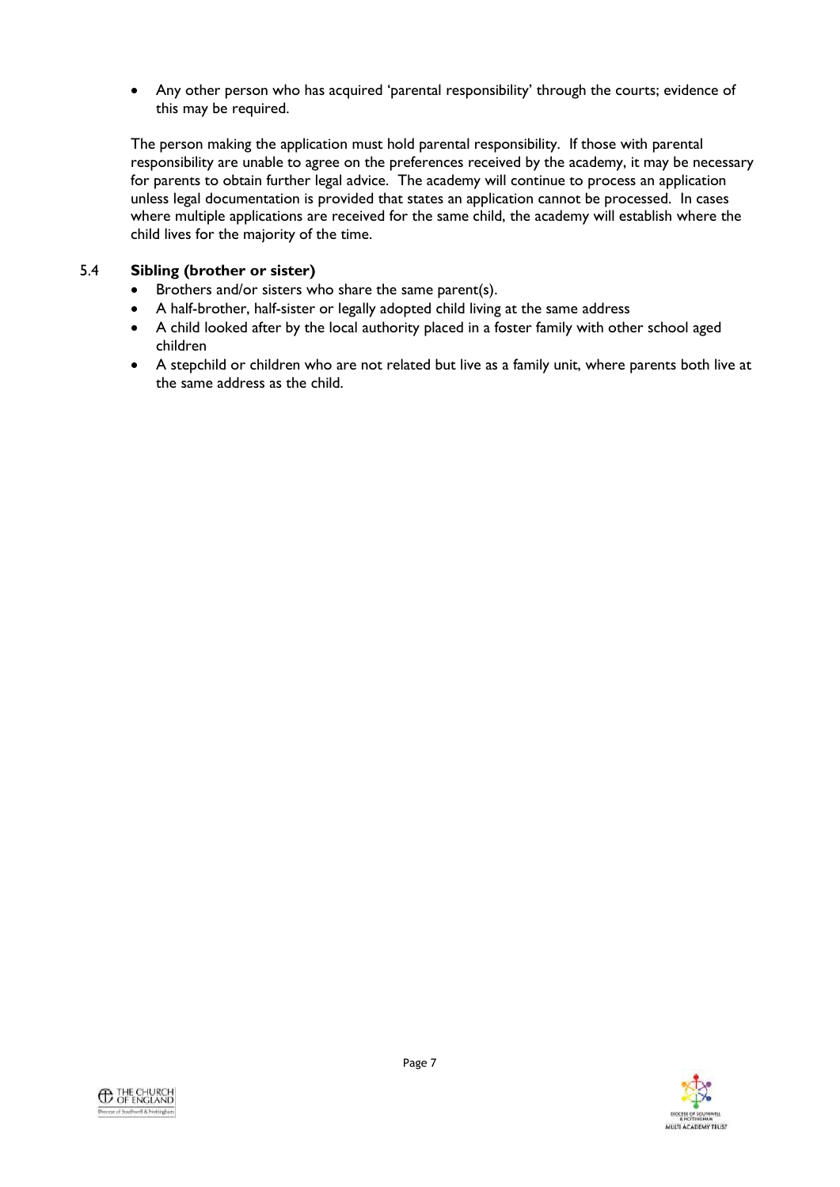- Any other person who has acquired 'parental responsibility' through the courts; evidence of this may be required.

The person making the application must hold parental responsibility. If those with parental responsibility are unable to agree on the preferences received by the academy, it may be necessary for parents to obtain further legal advice. The academy will continue to process an application unless legal documentation is provided that states an application cannot be processed. In cases where multiple applications are received for the same child, the academy will establish where the child lives for the majority of the time.

5.4 **Sibling (brother or sister)**

- Brothers and/or sisters who share the same parent(s).
- A half-brother, half-sister or legally adopted child living at the same address
- A child looked after by the local authority placed in a foster family with other school aged children
- A stepchild or children who are not related but live as a family unit, where parents both live at the same address as the child.